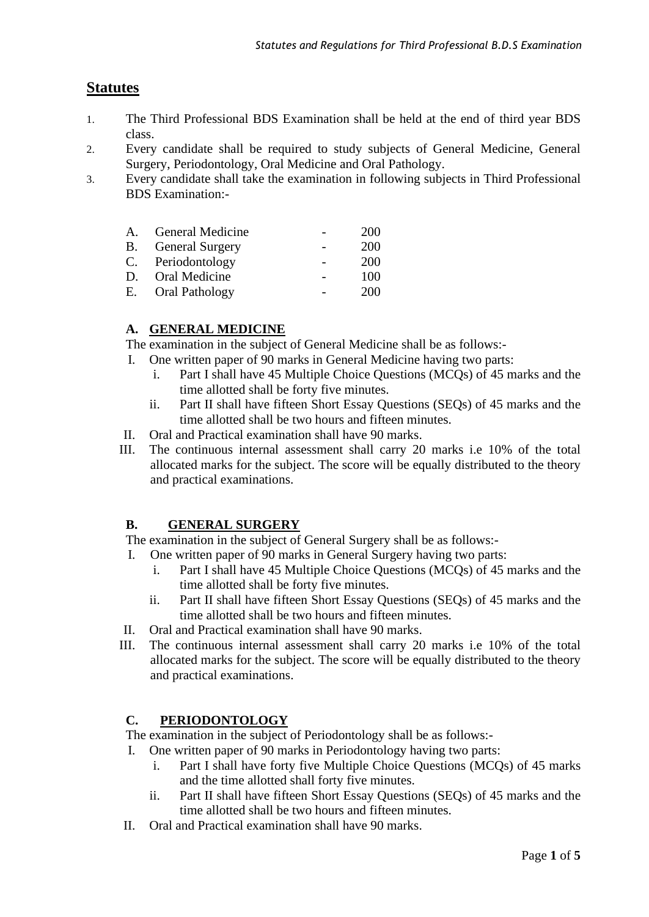## Statutes

1. The Third Professional BDS Examination shall be held at the end of third year BDS class.
2. Every candidate shall be required to study subjects of General Medicine, General Surgery, Periodontology, Oral Medicine and Oral Pathology.
3. Every candidate shall take the examination in following subjects in Third Professional BDS Examination:-

| | Subject | | Marks |
|---|---|---|---|
| A. | General Medicine | - | 200 |
| B. | General Surgery | - | 200 |
| C. | Periodontology | - | 200 |
| D. | Oral Medicine | - | 100 |
| E. | Oral Pathology | - | 200 |

### A. GENERAL MEDICINE

The examination in the subject of General Medicine shall be as follows:-

I. One written paper of 90 marks in General Medicine having two parts:
   i. Part I shall have 45 Multiple Choice Questions (MCQs) of 45 marks and the time allotted shall be forty five minutes.
   ii. Part II shall have fifteen Short Essay Questions (SEQs) of 45 marks and the time allotted shall be two hours and fifteen minutes.

II. Oral and Practical examination shall have 90 marks.

III. The continuous internal assessment shall carry 20 marks i.e 10% of the total allocated marks for the subject. The score will be equally distributed to the theory and practical examinations.

### B. GENERAL SURGERY

The examination in the subject of General Surgery shall be as follows:-

I. One written paper of 90 marks in General Surgery having two parts:
   i. Part I shall have 45 Multiple Choice Questions (MCQs) of 45 marks and the time allotted shall be forty five minutes.
   ii. Part II shall have fifteen Short Essay Questions (SEQs) of 45 marks and the time allotted shall be two hours and fifteen minutes.

II. Oral and Practical examination shall have 90 marks.

III. The continuous internal assessment shall carry 20 marks i.e 10% of the total allocated marks for the subject. The score will be equally distributed to the theory and practical examinations.

### C. PERIODONTOLOGY

The examination in the subject of Periodontology shall be as follows:-

I. One written paper of 90 marks in Periodontology having two parts:
   i. Part I shall have forty five Multiple Choice Questions (MCQs) of 45 marks and the time allotted shall forty five minutes.
   ii. Part II shall have fifteen Short Essay Questions (SEQs) of 45 marks and the time allotted shall be two hours and fifteen minutes.

II. Oral and Practical examination shall have 90 marks.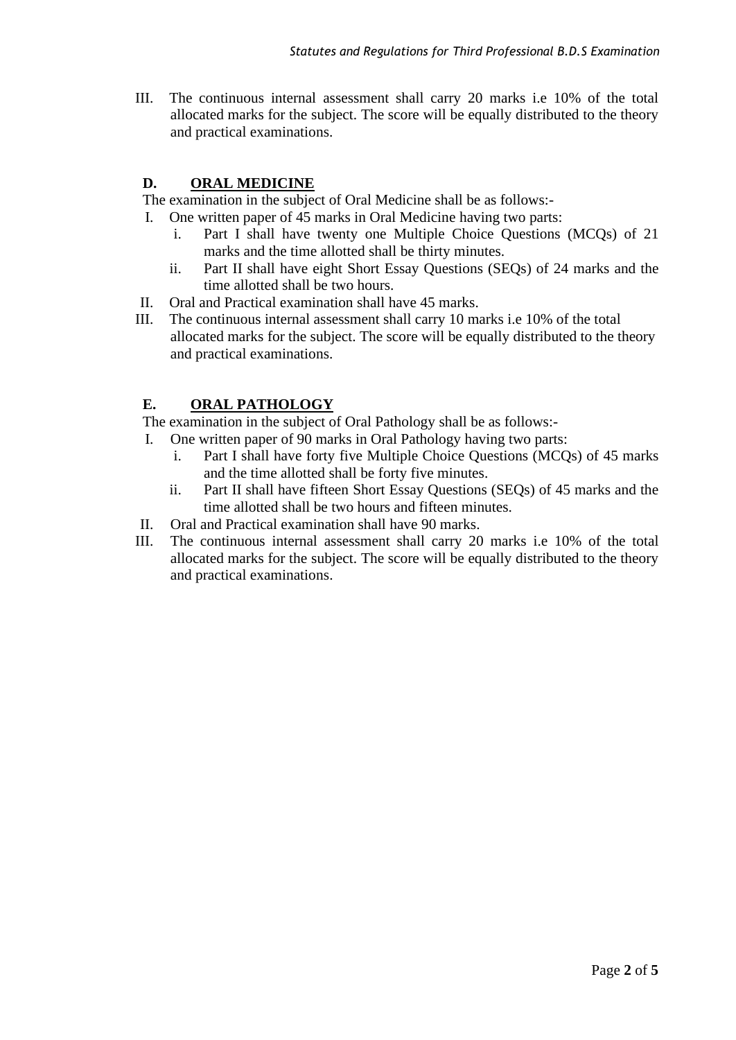III. The continuous internal assessment shall carry 20 marks i.e 10% of the total allocated marks for the subject. The score will be equally distributed to the theory and practical examinations.

## D. ORAL MEDICINE

The examination in the subject of Oral Medicine shall be as follows:-

I. One written paper of 45 marks in Oral Medicine having two parts:
   i. Part I shall have twenty one Multiple Choice Questions (MCQs) of 21 marks and the time allotted shall be thirty minutes.
   ii. Part II shall have eight Short Essay Questions (SEQs) of 24 marks and the time allotted shall be two hours.

II. Oral and Practical examination shall have 45 marks.

III. The continuous internal assessment shall carry 10 marks i.e 10% of the total allocated marks for the subject. The score will be equally distributed to the theory and practical examinations.

## E. ORAL PATHOLOGY

The examination in the subject of Oral Pathology shall be as follows:-

I. One written paper of 90 marks in Oral Pathology having two parts:
   i. Part I shall have forty five Multiple Choice Questions (MCQs) of 45 marks and the time allotted shall be forty five minutes.
   ii. Part II shall have fifteen Short Essay Questions (SEQs) of 45 marks and the time allotted shall be two hours and fifteen minutes.

II. Oral and Practical examination shall have 90 marks.

III. The continuous internal assessment shall carry 20 marks i.e 10% of the total allocated marks for the subject. The score will be equally distributed to the theory and practical examinations.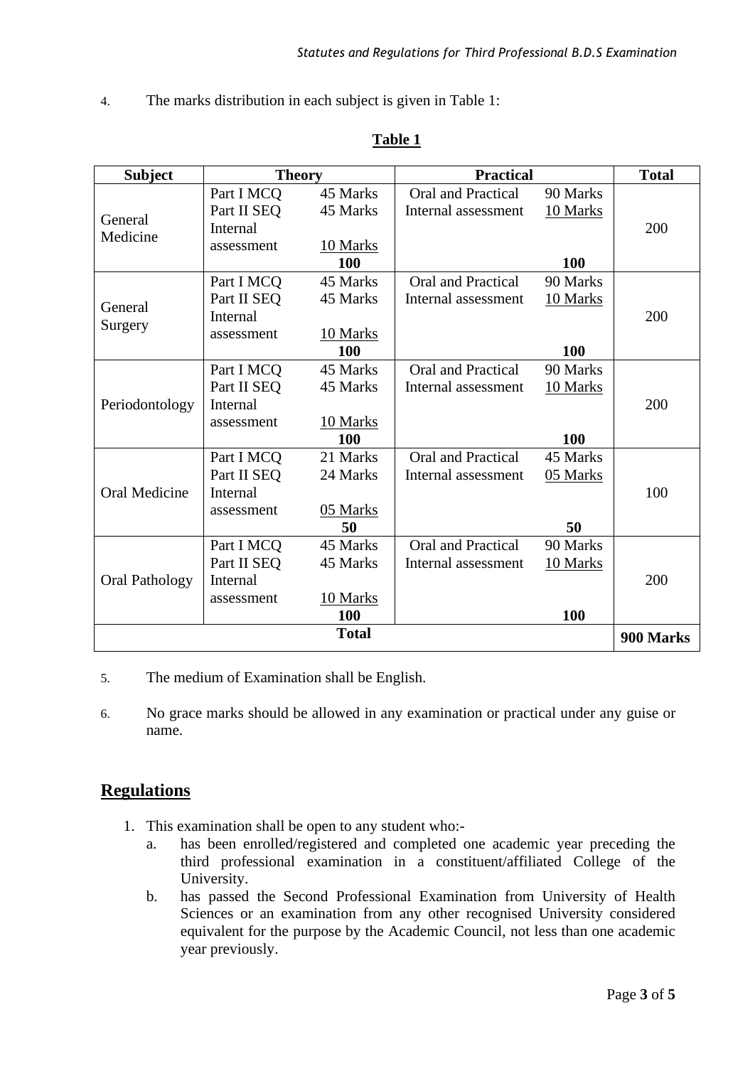4. The marks distribution in each subject is given in Table 1:

**Table 1**

| Subject | Theory | | Practical | | Total |
|---|---|---|---|---|---|
| General Medicine | Part I MCQ<br>Part II SEQ<br>Internal assessment | 45 Marks<br>45 Marks<br>10 Marks<br>**100** | Oral and Practical<br>Internal assessment | 90 Marks<br>10 Marks<br>**100** | 200 |
| General Surgery | Part I MCQ<br>Part II SEQ<br>Internal assessment | 45 Marks<br>45 Marks<br>10 Marks<br>**100** | Oral and Practical<br>Internal assessment | 90 Marks<br>10 Marks<br>**100** | 200 |
| Periodontology | Part I MCQ<br>Part II SEQ<br>Internal assessment | 45 Marks<br>45 Marks<br>10 Marks<br>**100** | Oral and Practical<br>Internal assessment | 90 Marks<br>10 Marks<br>**100** | 200 |
| Oral Medicine | Part I MCQ<br>Part II SEQ<br>Internal assessment | 21 Marks<br>24 Marks<br>05 Marks<br>**50** | Oral and Practical<br>Internal assessment | 45 Marks<br>05 Marks<br>**50** | 100 |
| Oral Pathology | Part I MCQ<br>Part II SEQ<br>Internal assessment | 45 Marks<br>45 Marks<br>10 Marks<br>**100** | Oral and Practical<br>Internal assessment | 90 Marks<br>10 Marks<br>**100** | 200 |
| **Total** | | | | | **900 Marks** |

5. The medium of Examination shall be English.

6. No grace marks should be allowed in any examination or practical under any guise or name.

## Regulations

1. This examination shall be open to any student who:-
   a. has been enrolled/registered and completed one academic year preceding the third professional examination in a constituent/affiliated College of the University.
   b. has passed the Second Professional Examination from University of Health Sciences or an examination from any other recognised University considered equivalent for the purpose by the Academic Council, not less than one academic year previously.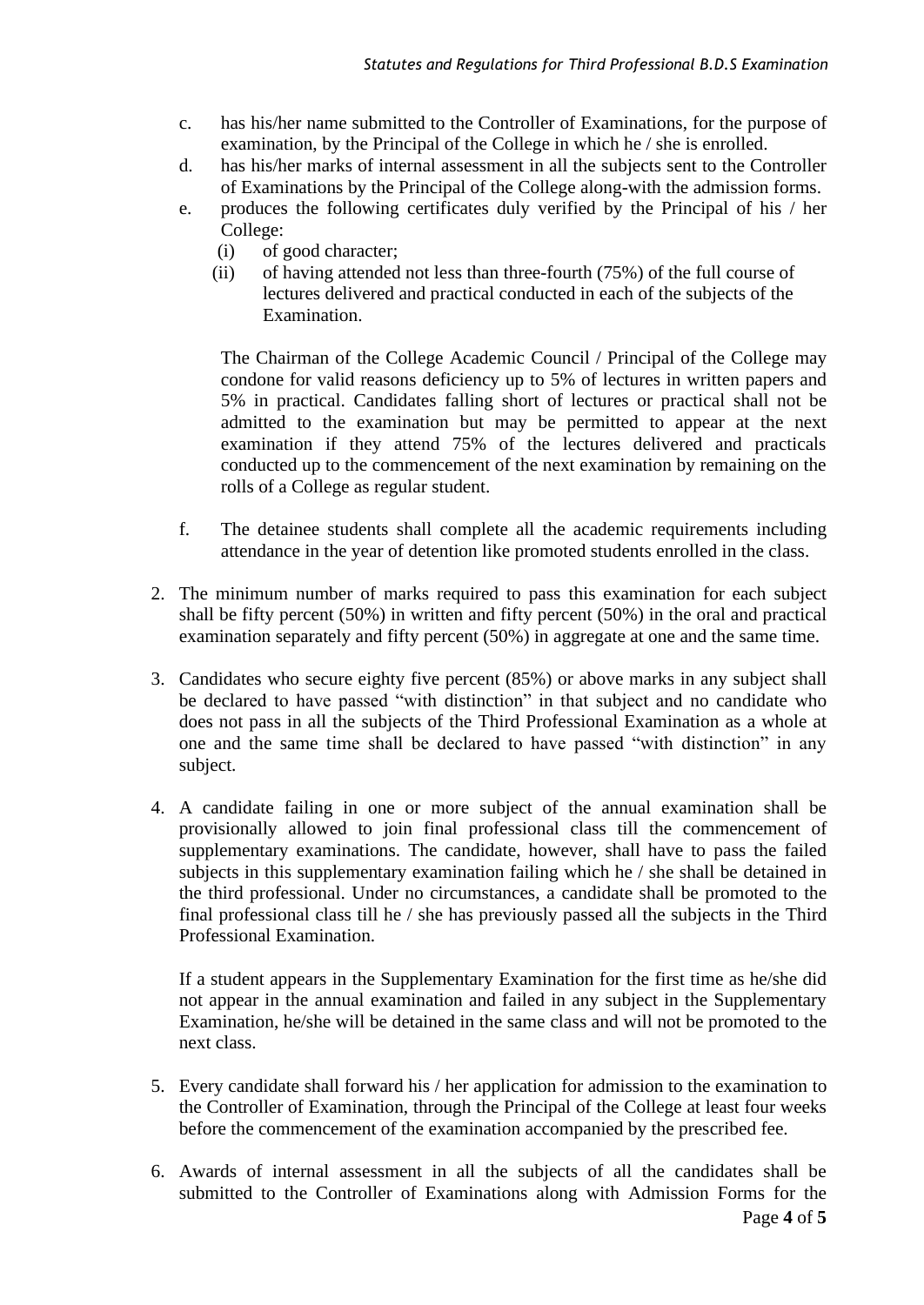c. has his/her name submitted to the Controller of Examinations, for the purpose of examination, by the Principal of the College in which he / she is enrolled.

d. has his/her marks of internal assessment in all the subjects sent to the Controller of Examinations by the Principal of the College along-with the admission forms.

e. produces the following certificates duly verified by the Principal of his / her College:

   (i) of good character;

   (ii) of having attended not less than three-fourth (75%) of the full course of lectures delivered and practical conducted in each of the subjects of the Examination.

   The Chairman of the College Academic Council / Principal of the College may condone for valid reasons deficiency up to 5% of lectures in written papers and 5% in practical. Candidates falling short of lectures or practical shall not be admitted to the examination but may be permitted to appear at the next examination if they attend 75% of the lectures delivered and practicals conducted up to the commencement of the next examination by remaining on the rolls of a College as regular student.

f. The detainee students shall complete all the academic requirements including attendance in the year of detention like promoted students enrolled in the class.

2. The minimum number of marks required to pass this examination for each subject shall be fifty percent (50%) in written and fifty percent (50%) in the oral and practical examination separately and fifty percent (50%) in aggregate at one and the same time.

3. Candidates who secure eighty five percent (85%) or above marks in any subject shall be declared to have passed "with distinction" in that subject and no candidate who does not pass in all the subjects of the Third Professional Examination as a whole at one and the same time shall be declared to have passed "with distinction" in any subject.

4. A candidate failing in one or more subject of the annual examination shall be provisionally allowed to join final professional class till the commencement of supplementary examinations. The candidate, however, shall have to pass the failed subjects in this supplementary examination failing which he / she shall be detained in the third professional. Under no circumstances, a candidate shall be promoted to the final professional class till he / she has previously passed all the subjects in the Third Professional Examination.

   If a student appears in the Supplementary Examination for the first time as he/she did not appear in the annual examination and failed in any subject in the Supplementary Examination, he/she will be detained in the same class and will not be promoted to the next class.

5. Every candidate shall forward his / her application for admission to the examination to the Controller of Examination, through the Principal of the College at least four weeks before the commencement of the examination accompanied by the prescribed fee.

6. Awards of internal assessment in all the subjects of all the candidates shall be submitted to the Controller of Examinations along with Admission Forms for the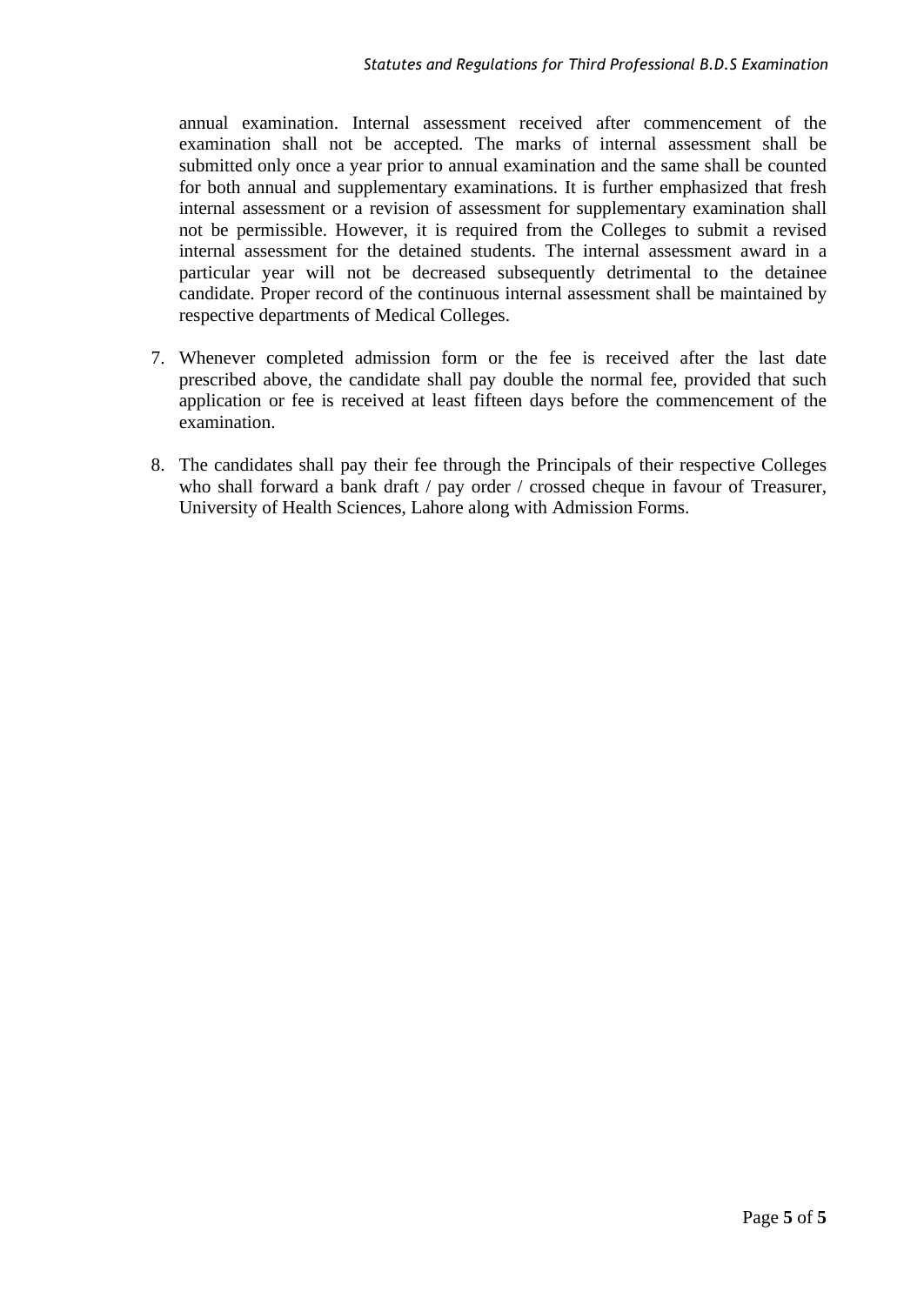annual examination. Internal assessment received after commencement of the examination shall not be accepted. The marks of internal assessment shall be submitted only once a year prior to annual examination and the same shall be counted for both annual and supplementary examinations. It is further emphasized that fresh internal assessment or a revision of assessment for supplementary examination shall not be permissible. However, it is required from the Colleges to submit a revised internal assessment for the detained students. The internal assessment award in a particular year will not be decreased subsequently detrimental to the detainee candidate. Proper record of the continuous internal assessment shall be maintained by respective departments of Medical Colleges.

7. Whenever completed admission form or the fee is received after the last date prescribed above, the candidate shall pay double the normal fee, provided that such application or fee is received at least fifteen days before the commencement of the examination.

8. The candidates shall pay their fee through the Principals of their respective Colleges who shall forward a bank draft / pay order / crossed cheque in favour of Treasurer, University of Health Sciences, Lahore along with Admission Forms.